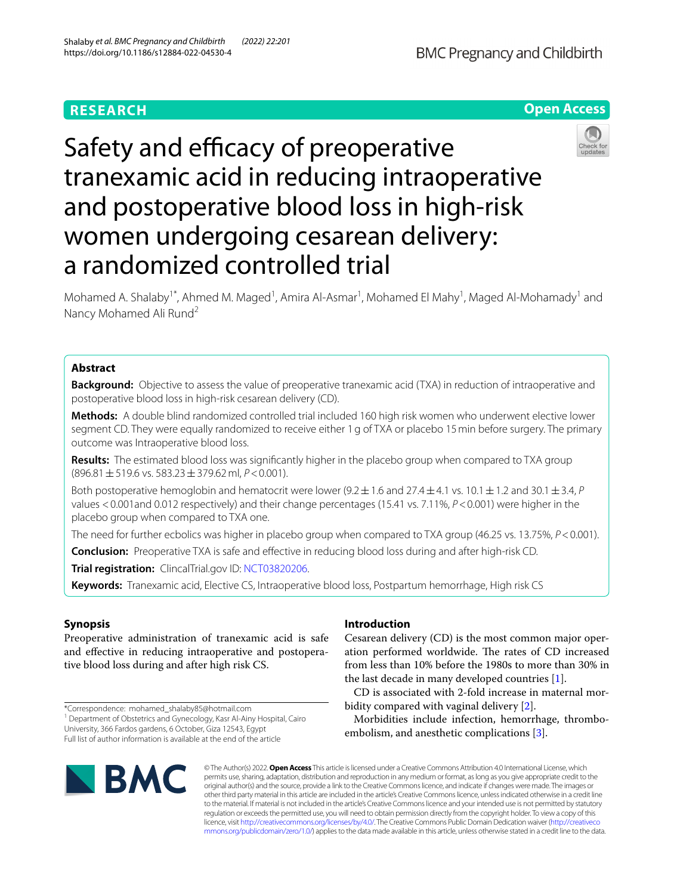RESEARCH

Open Access

# Safety and efficacy of preoperative tranexamic acid in reducing intraoperative and postoperative blood loss in high-risk women undergoing cesarean delivery: a randomized controlled trial

Mohamed A. Shalaby[1*], Ahmed M. Maged[1], Amira Al-Asmar[1], Mohamed El Mahy[1], Maged Al-Mohamady[1] and Nancy Mohamed Ali Rund[2]

## Abstract

**Background:** Objective to assess the value of preoperative tranexamic acid (TXA) in reduction of intraoperative and postoperative blood loss in high-risk cesarean delivery (CD).

**Methods:** A double blind randomized controlled trial included 160 high risk women who underwent elective lower segment CD. They were equally randomized to receive either 1 g of TXA or placebo 15 min before surgery. The primary outcome was Intraoperative blood loss.

**Results:** The estimated blood loss was significantly higher in the placebo group when compared to TXA group (896.81 ± 519.6 vs. 583.23 ± 379.62 ml, *P* < 0.001).

Both postoperative hemoglobin and hematocrit were lower (9.2 ± 1.6 and 27.4 ± 4.1 vs. 10.1 ± 1.2 and 30.1 ± 3.4, *P* values < 0.001and 0.012 respectively) and their change percentages (15.41 vs. 7.11%, *P* < 0.001) were higher in the placebo group when compared to TXA one.

The need for further ecbolics was higher in placebo group when compared to TXA group (46.25 vs. 13.75%, *P* < 0.001).

**Conclusion:** Preoperative TXA is safe and effective in reducing blood loss during and after high-risk CD.

**Trial registration:** ClincalTrial.gov ID: NCT03820206.

**Keywords:** Tranexamic acid, Elective CS, Intraoperative blood loss, Postpartum hemorrhage, High risk CS

## Synopsis

Preoperative administration of tranexamic acid is safe and effective in reducing intraoperative and postoperative blood loss during and after high risk CS.

*Correspondence: mohamed_shalaby85@hotmail.com
[1] Department of Obstetrics and Gynecology, Kasr Al-Ainy Hospital, Cairo University, 366 Fardos gardens, 6 October, Giza 12543, Egypt
Full list of author information is available at the end of the article

## Introduction

Cesarean delivery (CD) is the most common major operation performed worldwide. The rates of CD increased from less than 10% before the 1980s to more than 30% in the last decade in many developed countries [1].

CD is associated with 2-fold increase in maternal morbidity compared with vaginal delivery [2].

Morbidities include infection, hemorrhage, thromboembolism, and anesthetic complications [3].

© The Author(s) 2022. **Open Access** This article is licensed under a Creative Commons Attribution 4.0 International License, which permits use, sharing, adaptation, distribution and reproduction in any medium or format, as long as you give appropriate credit to the original author(s) and the source, provide a link to the Creative Commons licence, and indicate if changes were made. The images or other third party material in this article are included in the article's Creative Commons licence, unless indicated otherwise in a credit line to the material. If material is not included in the article's Creative Commons licence and your intended use is not permitted by statutory regulation or exceeds the permitted use, you will need to obtain permission directly from the copyright holder. To view a copy of this licence, visit http://creativecommons.org/licenses/by/4.0/. The Creative Commons Public Domain Dedication waiver (http://creativecommons.org/publicdomain/zero/1.0/) applies to the data made available in this article, unless otherwise stated in a credit line to the data.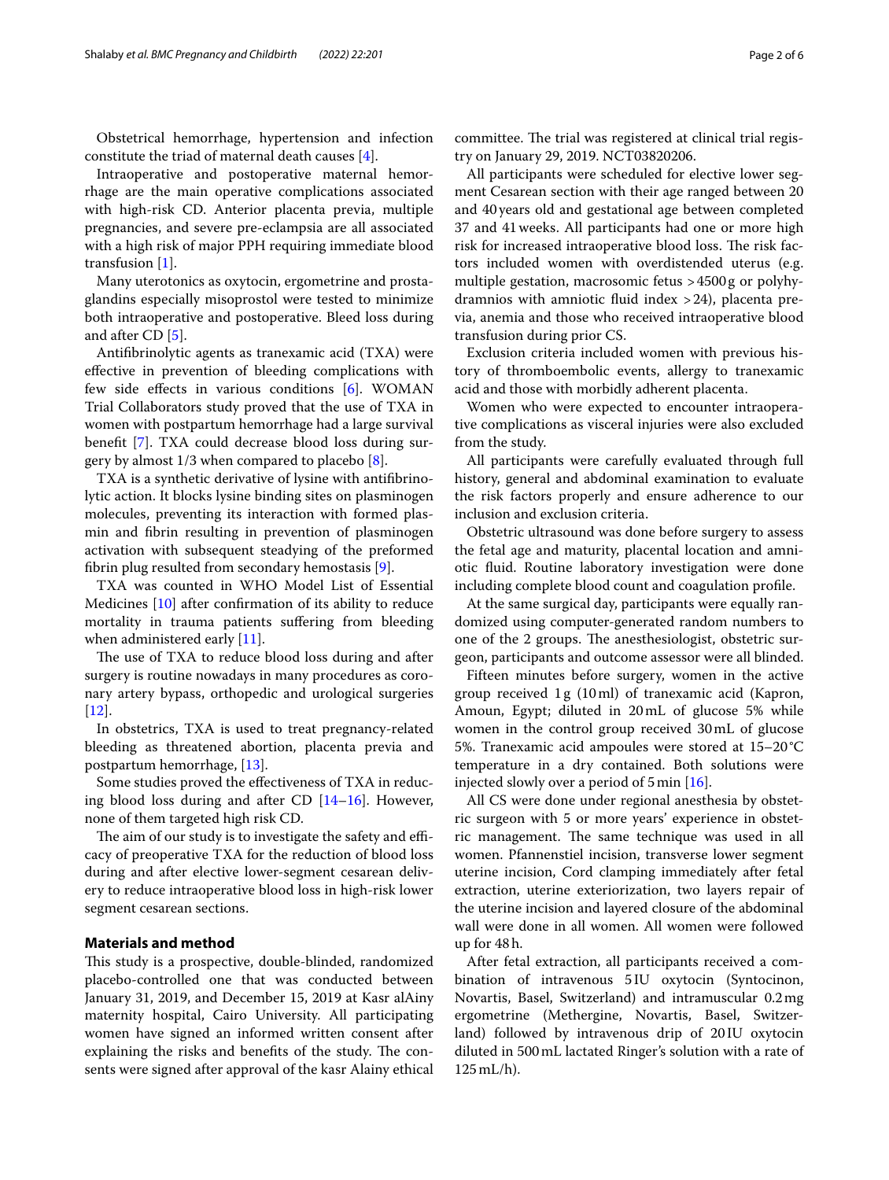Obstetrical hemorrhage, hypertension and infection constitute the triad of maternal death causes [4].

Intraoperative and postoperative maternal hemorrhage are the main operative complications associated with high-risk CD. Anterior placenta previa, multiple pregnancies, and severe pre-eclampsia are all associated with a high risk of major PPH requiring immediate blood transfusion [1].

Many uterotonics as oxytocin, ergometrine and prostaglandins especially misoprostol were tested to minimize both intraoperative and postoperative. Bleed loss during and after CD [5].

Antifibrinolytic agents as tranexamic acid (TXA) were effective in prevention of bleeding complications with few side effects in various conditions [6]. WOMAN Trial Collaborators study proved that the use of TXA in women with postpartum hemorrhage had a large survival benefit [7]. TXA could decrease blood loss during surgery by almost 1/3 when compared to placebo [8].

TXA is a synthetic derivative of lysine with antifibrinolytic action. It blocks lysine binding sites on plasminogen molecules, preventing its interaction with formed plasmin and fibrin resulting in prevention of plasminogen activation with subsequent steadying of the preformed fibrin plug resulted from secondary hemostasis [9].

TXA was counted in WHO Model List of Essential Medicines [10] after confirmation of its ability to reduce mortality in trauma patients suffering from bleeding when administered early [11].

The use of TXA to reduce blood loss during and after surgery is routine nowadays in many procedures as coronary artery bypass, orthopedic and urological surgeries [12].

In obstetrics, TXA is used to treat pregnancy-related bleeding as threatened abortion, placenta previa and postpartum hemorrhage, [13].

Some studies proved the effectiveness of TXA in reducing blood loss during and after CD [14–16]. However, none of them targeted high risk CD.

The aim of our study is to investigate the safety and efficacy of preoperative TXA for the reduction of blood loss during and after elective lower-segment cesarean delivery to reduce intraoperative blood loss in high-risk lower segment cesarean sections.

## Materials and method

This study is a prospective, double-blinded, randomized placebo-controlled one that was conducted between January 31, 2019, and December 15, 2019 at Kasr alAiny maternity hospital, Cairo University. All participating women have signed an informed written consent after explaining the risks and benefits of the study. The consents were signed after approval of the kasr Alainy ethical committee. The trial was registered at clinical trial registry on January 29, 2019. NCT03820206.

All participants were scheduled for elective lower segment Cesarean section with their age ranged between 20 and 40 years old and gestational age between completed 37 and 41 weeks. All participants had one or more high risk for increased intraoperative blood loss. The risk factors included women with overdistended uterus (e.g. multiple gestation, macrosomic fetus >4500 g or polyhydramnios with amniotic fluid index >24), placenta previa, anemia and those who received intraoperative blood transfusion during prior CS.

Exclusion criteria included women with previous history of thromboembolic events, allergy to tranexamic acid and those with morbidly adherent placenta.

Women who were expected to encounter intraoperative complications as visceral injuries were also excluded from the study.

All participants were carefully evaluated through full history, general and abdominal examination to evaluate the risk factors properly and ensure adherence to our inclusion and exclusion criteria.

Obstetric ultrasound was done before surgery to assess the fetal age and maturity, placental location and amniotic fluid. Routine laboratory investigation were done including complete blood count and coagulation profile.

At the same surgical day, participants were equally randomized using computer-generated random numbers to one of the 2 groups. The anesthesiologist, obstetric surgeon, participants and outcome assessor were all blinded.

Fifteen minutes before surgery, women in the active group received 1 g (10 ml) of tranexamic acid (Kapron, Amoun, Egypt; diluted in 20 mL of glucose 5% while women in the control group received 30 mL of glucose 5%. Tranexamic acid ampoules were stored at 15–20 °C temperature in a dry contained. Both solutions were injected slowly over a period of 5 min [16].

All CS were done under regional anesthesia by obstetric surgeon with 5 or more years' experience in obstetric management. The same technique was used in all women. Pfannenstiel incision, transverse lower segment uterine incision, Cord clamping immediately after fetal extraction, uterine exteriorization, two layers repair of the uterine incision and layered closure of the abdominal wall were done in all women. All women were followed up for 48 h.

After fetal extraction, all participants received a combination of intravenous 5 IU oxytocin (Syntocinon, Novartis, Basel, Switzerland) and intramuscular 0.2 mg ergometrine (Methergine, Novartis, Basel, Switzerland) followed by intravenous drip of 20 IU oxytocin diluted in 500 mL lactated Ringer's solution with a rate of 125 mL/h).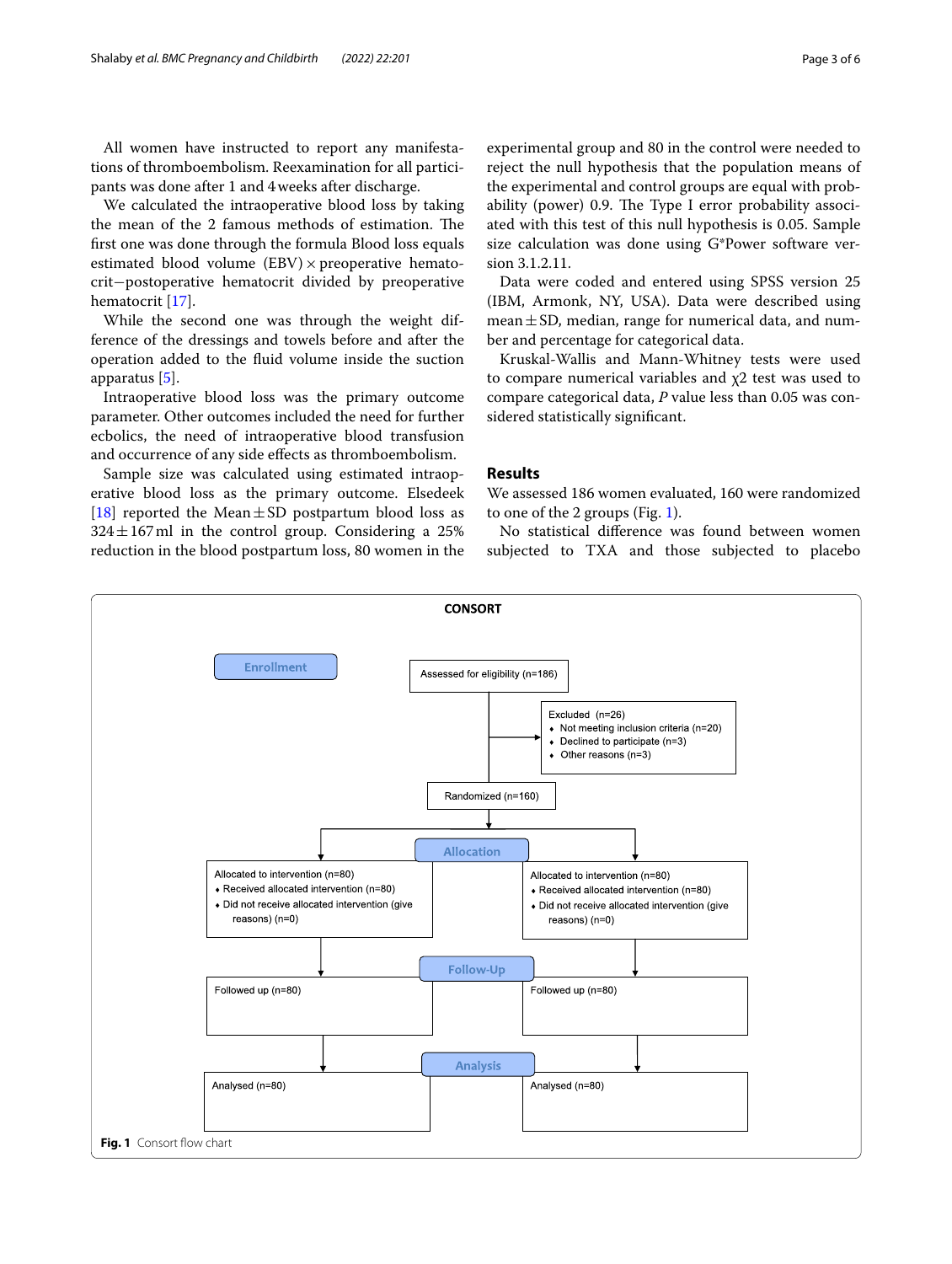All women have instructed to report any manifestations of thromboembolism. Reexamination for all participants was done after 1 and 4 weeks after discharge.

We calculated the intraoperative blood loss by taking the mean of the 2 famous methods of estimation. The first one was done through the formula Blood loss equals estimated blood volume (EBV) × preoperative hematocrit − postoperative hematocrit divided by preoperative hematocrit [17].

While the second one was through the weight difference of the dressings and towels before and after the operation added to the fluid volume inside the suction apparatus [5].

Intraoperative blood loss was the primary outcome parameter. Other outcomes included the need for further ecbolics, the need of intraoperative blood transfusion and occurrence of any side effects as thromboembolism.

Sample size was calculated using estimated intraoperative blood loss as the primary outcome. Elsedeek [18] reported the Mean ± SD postpartum blood loss as 324 ± 167 ml in the control group. Considering a 25% reduction in the blood postpartum loss, 80 women in the experimental group and 80 in the control were needed to reject the null hypothesis that the population means of the experimental and control groups are equal with probability (power) 0.9. The Type I error probability associated with this test of this null hypothesis is 0.05. Sample size calculation was done using G*Power software version 3.1.2.11.

Data were coded and entered using SPSS version 25 (IBM, Armonk, NY, USA). Data were described using mean ± SD, median, range for numerical data, and number and percentage for categorical data.

Kruskal-Wallis and Mann-Whitney tests were used to compare numerical variables and $\chi 2$ test was used to compare categorical data, *P* value less than 0.05 was considered statistically significant.

## Results

We assessed 186 women evaluated, 160 were randomized to one of the 2 groups (Fig. 1).

No statistical difference was found between women subjected to TXA and those subjected to placebo

**CONSORT**

**Enrollment**

Assessed for eligibility (n=186)

Excluded (n=26)
- Not meeting inclusion criteria (n=20)
- Declined to participate (n=3)
- Other reasons (n=3)

Randomized (n=160)

**Allocation**

Allocated to intervention (n=80)
- Received allocated intervention (n=80)
- Did not receive allocated intervention (give reasons) (n=0)

Allocated to intervention (n=80)
- Received allocated intervention (n=80)
- Did not receive allocated intervention (give reasons) (n=0)

**Follow-Up**

Followed up (n=80)

Followed up (n=80)

**Analysis**

Analysed (n=80)

Analysed (n=80)

**Fig. 1** Consort flow chart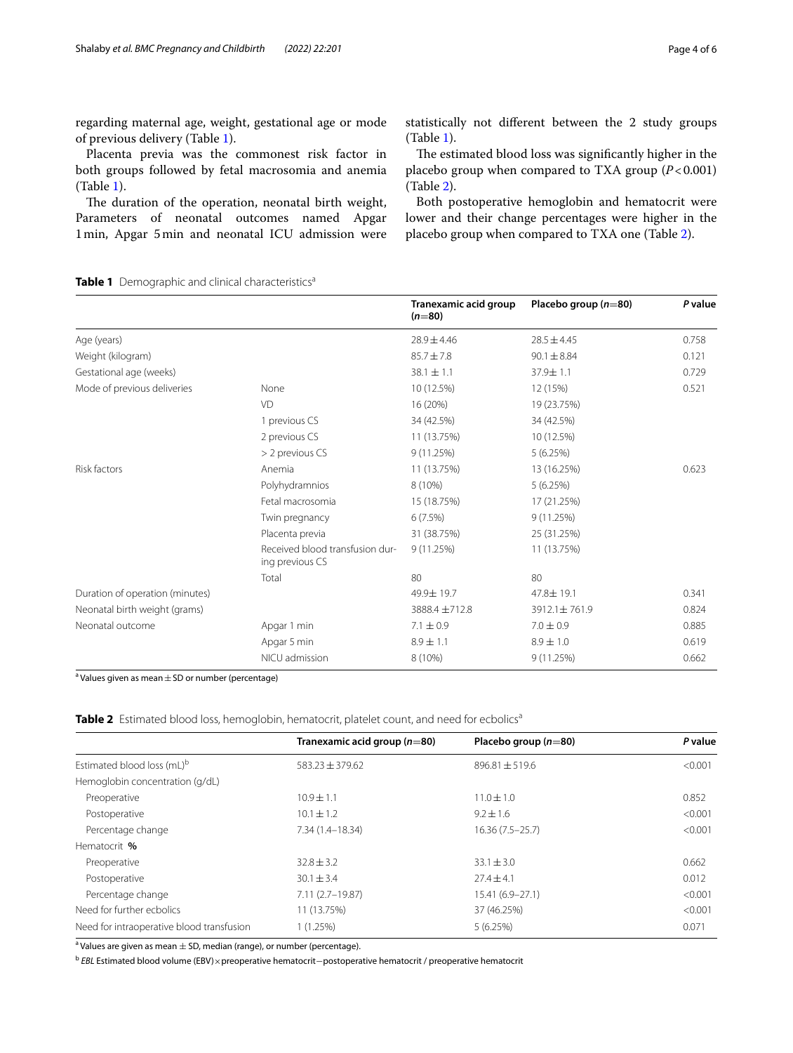regarding maternal age, weight, gestational age or mode of previous delivery (Table 1).

Placenta previa was the commonest risk factor in both groups followed by fetal macrosomia and anemia (Table 1).

The duration of the operation, neonatal birth weight, Parameters of neonatal outcomes named Apgar 1 min, Apgar 5 min and neonatal ICU admission were statistically not different between the 2 study groups (Table 1).

The estimated blood loss was significantly higher in the placebo group when compared to TXA group ($P < 0.001$) (Table 2).

Both postoperative hemoglobin and hematocrit were lower and their change percentages were higher in the placebo group when compared to TXA one (Table 2).

**Table 1** Demographic and clinical characteristics[a]

| | | Tranexamic acid group ($n$=80) | Placebo group ($n$=80) | $P$ value |
|---|---|---|---|---|
| Age (years) | | 28.9 ± 4.46 | 28.5 ± 4.45 | 0.758 |
| Weight (kilogram) | | 85.7 ± 7.8 | 90.1 ± 8.84 | 0.121 |
| Gestational age (weeks) | | 38.1 ± 1.1 | 37.9± 1.1 | 0.729 |
| Mode of previous deliveries | None | 10 (12.5%) | 12 (15%) | 0.521 |
| | VD | 16 (20%) | 19 (23.75%) | |
| | 1 previous CS | 34 (42.5%) | 34 (42.5%) | |
| | 2 previous CS | 11 (13.75%) | 10 (12.5%) | |
| | > 2 previous CS | 9 (11.25%) | 5 (6.25%) | |
| Risk factors | Anemia | 11 (13.75%) | 13 (16.25%) | 0.623 |
| | Polyhydramnios | 8 (10%) | 5 (6.25%) | |
| | Fetal macrosomia | 15 (18.75%) | 17 (21.25%) | |
| | Twin pregnancy | 6 (7.5%) | 9 (11.25%) | |
| | Placenta previa | 31 (38.75%) | 25 (31.25%) | |
| | Received blood transfusion during previous CS | 9 (11.25%) | 11 (13.75%) | |
| | Total | 80 | 80 | |
| Duration of operation (minutes) | | 49.9± 19.7 | 47.8± 19.1 | 0.341 |
| Neonatal birth weight (grams) | | 3888.4 ±712.8 | 3912.1± 761.9 | 0.824 |
| Neonatal outcome | Apgar 1 min | 7.1 ± 0.9 | 7.0 ± 0.9 | 0.885 |
| | Apgar 5 min | 8.9 ± 1.1 | 8.9 ± 1.0 | 0.619 |
| | NICU admission | 8 (10%) | 9 (11.25%) | 0.662 |

[a] Values given as mean ± SD or number (percentage)

**Table 2** Estimated blood loss, hemoglobin, hematocrit, platelet count, and need for ecbolics[a]

| | Tranexamic acid group ($n$=80) | Placebo group ($n$=80) | $P$ value |
|---|---|---|---|
| Estimated blood loss (mL)[b] | 583.23 ± 379.62 | 896.81 ± 519.6 | <0.001 |
| Hemoglobin concentration (g/dL) | | | |
| Preoperative | 10.9 ± 1.1 | 11.0 ± 1.0 | 0.852 |
| Postoperative | 10.1 ± 1.2 | 9.2 ± 1.6 | <0.001 |
| Percentage change | 7.34 (1.4–18.34) | 16.36 (7.5–25.7) | <0.001 |
| Hematocrit **%** | | | |
| Preoperative | 32.8 ± 3.2 | 33.1 ± 3.0 | 0.662 |
| Postoperative | 30.1 ± 3.4 | 27.4 ± 4.1 | 0.012 |
| Percentage change | 7.11 (2.7–19.87) | 15.41 (6.9–27.1) | <0.001 |
| Need for further ecbolics | 11 (13.75%) | 37 (46.25%) | <0.001 |
| Need for intraoperative blood transfusion | 1 (1.25%) | 5 (6.25%) | 0.071 |

[a] Values are given as mean ± SD, median (range), or number (percentage).

[b] *EBL* Estimated blood volume (EBV) × preoperative hematocrit−postoperative hematocrit / preoperative hematocrit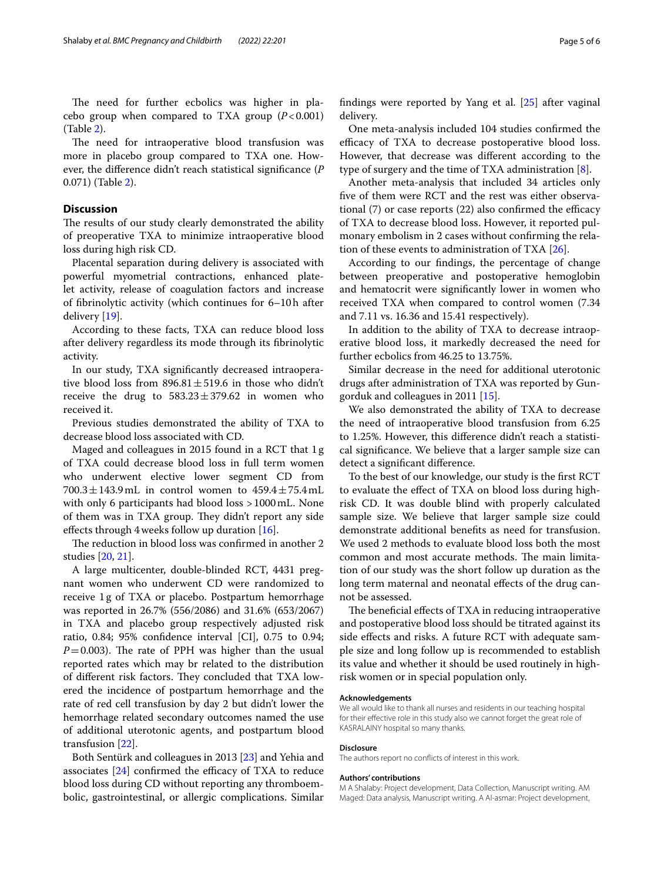The need for further ecbolics was higher in placebo group when compared to TXA group ($P<0.001$) (Table 2).

The need for intraoperative blood transfusion was more in placebo group compared to TXA one. However, the difference didn't reach statistical significance ($P$ 0.071) (Table 2).

## Discussion

The results of our study clearly demonstrated the ability of preoperative TXA to minimize intraoperative blood loss during high risk CD.

Placental separation during delivery is associated with powerful myometrial contractions, enhanced platelet activity, release of coagulation factors and increase of fibrinolytic activity (which continues for 6–10 h after delivery [19].

According to these facts, TXA can reduce blood loss after delivery regardless its mode through its fibrinolytic activity.

In our study, TXA significantly decreased intraoperative blood loss from $896.81 \pm 519.6$ in those who didn't receive the drug to $583.23 \pm 379.62$ in women who received it.

Previous studies demonstrated the ability of TXA to decrease blood loss associated with CD.

Maged and colleagues in 2015 found in a RCT that 1 g of TXA could decrease blood loss in full term women who underwent elective lower segment CD from $700.3 \pm 143.9$ mL in control women to $459.4 \pm 75.4$ mL with only 6 participants had blood loss >1000 mL. None of them was in TXA group. They didn't report any side effects through 4 weeks follow up duration [16].

The reduction in blood loss was confirmed in another 2 studies [20, 21].

A large multicenter, double-blinded RCT, 4431 pregnant women who underwent CD were randomized to receive 1 g of TXA or placebo. Postpartum hemorrhage was reported in 26.7% (556/2086) and 31.6% (653/2067) in TXA and placebo group respectively adjusted risk ratio, 0.84; 95% confidence interval [CI], 0.75 to 0.94; $P=0.003$). The rate of PPH was higher than the usual reported rates which may br related to the distribution of different risk factors. They concluded that TXA lowered the incidence of postpartum hemorrhage and the rate of red cell transfusion by day 2 but didn't lower the hemorrhage related secondary outcomes named the use of additional uterotonic agents, and postpartum blood transfusion [22].

Both Sentürk and colleagues in 2013 [23] and Yehia and associates [24] confirmed the efficacy of TXA to reduce blood loss during CD without reporting any thromboembolic, gastrointestinal, or allergic complications. Similar findings were reported by Yang et al. [25] after vaginal delivery.

One meta-analysis included 104 studies confirmed the efficacy of TXA to decrease postoperative blood loss. However, that decrease was different according to the type of surgery and the time of TXA administration [8].

Another meta-analysis that included 34 articles only five of them were RCT and the rest was either observational (7) or case reports (22) also confirmed the efficacy of TXA to decrease blood loss. However, it reported pulmonary embolism in 2 cases without confirming the relation of these events to administration of TXA [26].

According to our findings, the percentage of change between preoperative and postoperative hemoglobin and hematocrit were significantly lower in women who received TXA when compared to control women (7.34 and 7.11 vs. 16.36 and 15.41 respectively).

In addition to the ability of TXA to decrease intraoperative blood loss, it markedly decreased the need for further ecbolics from 46.25 to 13.75%.

Similar decrease in the need for additional uterotonic drugs after administration of TXA was reported by Gungorduk and colleagues in 2011 [15].

We also demonstrated the ability of TXA to decrease the need of intraoperative blood transfusion from 6.25 to 1.25%. However, this difference didn't reach a statistical significance. We believe that a larger sample size can detect a significant difference.

To the best of our knowledge, our study is the first RCT to evaluate the effect of TXA on blood loss during high-risk CD. It was double blind with properly calculated sample size. We believe that larger sample size could demonstrate additional benefits as need for transfusion. We used 2 methods to evaluate blood loss both the most common and most accurate methods. The main limitation of our study was the short follow up duration as the long term maternal and neonatal effects of the drug cannot be assessed.

The beneficial effects of TXA in reducing intraoperative and postoperative blood loss should be titrated against its side effects and risks. A future RCT with adequate sample size and long follow up is recommended to establish its value and whether it should be used routinely in high-risk women or in special population only.

#### Acknowledgements

We all would like to thank all nurses and residents in our teaching hospital for their effective role in this study also we cannot forget the great role of KASRALAINY hospital so many thanks.

#### Disclosure

The authors report no conflicts of interest in this work.

#### Authors' contributions

M A Shalaby: Project development, Data Collection, Manuscript writing. AM Maged: Data analysis, Manuscript writing. A Al-asmar: Project development,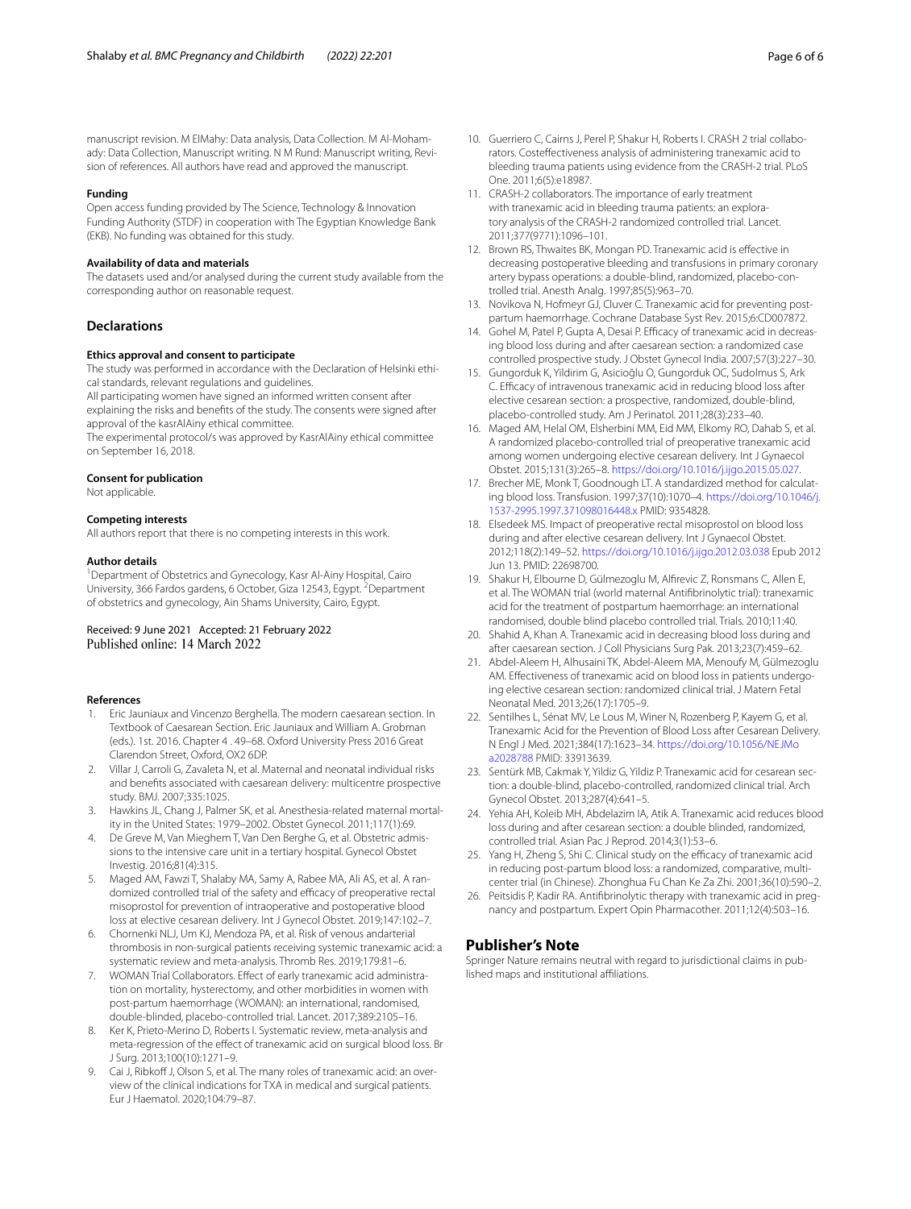manuscript revision. M ElMahy: Data analysis, Data Collection. M Al-Mohamady: Data Collection, Manuscript writing. N M Rund: Manuscript writing, Revision of references. All authors have read and approved the manuscript.

### Funding

Open access funding provided by The Science, Technology & Innovation Funding Authority (STDF) in cooperation with The Egyptian Knowledge Bank (EKB). No funding was obtained for this study.

### Availability of data and materials

The datasets used and/or analysed during the current study available from the corresponding author on reasonable request.

## Declarations

### Ethics approval and consent to participate

The study was performed in accordance with the Declaration of Helsinki ethical standards, relevant regulations and guidelines.

All participating women have signed an informed written consent after explaining the risks and benefits of the study. The consents were signed after approval of the kasrAlAiny ethical committee.

The experimental protocol/s was approved by KasrAlAiny ethical committee on September 16, 2018.

### Consent for publication

Not applicable.

### Competing interests

All authors report that there is no competing interests in this work.

### Author details

[1]Department of Obstetrics and Gynecology, Kasr Al-Ainy Hospital, Cairo University, 366 Fardos gardens, 6 October, Giza 12543, Egypt. [2]Department of obstetrics and gynecology, Ain Shams University, Cairo, Egypt.

Received: 9 June 2021 Accepted: 21 February 2022
Published online: 14 March 2022

### References

1. Eric Jauniaux and Vincenzo Berghella. The modern caesarean section. In Textbook of Caesarean Section. Eric Jauniaux and William A. Grobman (eds.). 1st. 2016. Chapter 4 . 49–68. Oxford University Press 2016 Great Clarendon Street, Oxford, OX2 6DP.
2. Villar J, Carroli G, Zavaleta N, et al. Maternal and neonatal individual risks and benefits associated with caesarean delivery: multicentre prospective study. BMJ. 2007;335:1025.
3. Hawkins JL, Chang J, Palmer SK, et al. Anesthesia-related maternal mortality in the United States: 1979–2002. Obstet Gynecol. 2011;117(1):69.
4. De Greve M, Van Mieghem T, Van Den Berghe G, et al. Obstetric admissions to the intensive care unit in a tertiary hospital. Gynecol Obstet Investig. 2016;81(4):315.
5. Maged AM, Fawzi T, Shalaby MA, Samy A, Rabee MA, Ali AS, et al. A randomized controlled trial of the safety and efficacy of preoperative rectal misoprostol for prevention of intraoperative and postoperative blood loss at elective cesarean delivery. Int J Gynecol Obstet. 2019;147:102–7.
6. Chornenki NLJ, Um KJ, Mendoza PA, et al. Risk of venous andarterial thrombosis in non-surgical patients receiving systemic tranexamic acid: a systematic review and meta-analysis. Thromb Res. 2019;179:81–6.
7. WOMAN Trial Collaborators. Effect of early tranexamic acid administration on mortality, hysterectomy, and other morbidities in women with post-partum haemorrhage (WOMAN): an international, randomised, double-blinded, placebo-controlled trial. Lancet. 2017;389:2105–16.
8. Ker K, Prieto-Merino D, Roberts I. Systematic review, meta-analysis and meta-regression of the effect of tranexamic acid on surgical blood loss. Br J Surg. 2013;100(10):1271–9.
9. Cai J, Ribkoff J, Olson S, et al. The many roles of tranexamic acid: an overview of the clinical indications for TXA in medical and surgical patients. Eur J Haematol. 2020;104:79–87.
10. Guerriero C, Cairns J, Perel P, Shakur H, Roberts I. CRASH 2 trial collaborators. Costeffectiveness analysis of administering tranexamic acid to bleeding trauma patients using evidence from the CRASH-2 trial. PLoS One. 2011;6(5):e18987.
11. CRASH-2 collaborators. The importance of early treatment with tranexamic acid in bleeding trauma patients: an exploratory analysis of the CRASH-2 randomized controlled trial. Lancet. 2011;377(9771):1096–101.
12. Brown RS, Thwaites BK, Mongan PD. Tranexamic acid is effective in decreasing postoperative bleeding and transfusions in primary coronary artery bypass operations: a double-blind, randomized, placebo-controlled trial. Anesth Analg. 1997;85(5):963–70.
13. Novikova N, Hofmeyr GJ, Cluver C. Tranexamic acid for preventing postpartum haemorrhage. Cochrane Database Syst Rev. 2015;6:CD007872.
14. Gohel M, Patel P, Gupta A, Desai P. Efficacy of tranexamic acid in decreasing blood loss during and after caesarean section: a randomized case controlled prospective study. J Obstet Gynecol India. 2007;57(3):227–30.
15. Gungorduk K, Yildirim G, Asicioğlu O, Gungorduk OC, Sudolmus S, Ark C. Efficacy of intravenous tranexamic acid in reducing blood loss after elective cesarean section: a prospective, randomized, double-blind, placebo-controlled study. Am J Perinatol. 2011;28(3):233–40.
16. Maged AM, Helal OM, Elsherbini MM, Eid MM, Elkomy RO, Dahab S, et al. A randomized placebo-controlled trial of preoperative tranexamic acid among women undergoing elective cesarean delivery. Int J Gynaecol Obstet. 2015;131(3):265–8. https://doi.org/10.1016/j.ijgo.2015.05.027.
17. Brecher ME, Monk T, Goodnough LT. A standardized method for calculating blood loss. Transfusion. 1997;37(10):1070–4. https://doi.org/10.1046/j.1537-2995.1997.371098016448.x PMID: 9354828.
18. Elsedeek MS. Impact of preoperative rectal misoprostol on blood loss during and after elective cesarean delivery. Int J Gynaecol Obstet. 2012;118(2):149–52. https://doi.org/10.1016/j.ijgo.2012.03.038 Epub 2012 Jun 13. PMID: 22698700.
19. Shakur H, Elbourne D, Gülmezoglu M, Alfirevic Z, Ronsmans C, Allen E, et al. The WOMAN trial (world maternal Antifibrinolytic trial): tranexamic acid for the treatment of postpartum haemorrhage: an international randomised, double blind placebo controlled trial. Trials. 2010;11:40.
20. Shahid A, Khan A. Tranexamic acid in decreasing blood loss during and after caesarean section. J Coll Physicians Surg Pak. 2013;23(7):459–62.
21. Abdel-Aleem H, Alhusaini TK, Abdel-Aleem MA, Menoufy M, Gülmezoglu AM. Effectiveness of tranexamic acid on blood loss in patients undergoing elective cesarean section: randomized clinical trial. J Matern Fetal Neonatal Med. 2013;26(17):1705–9.
22. Sentilhes L, Sénat MV, Le Lous M, Winer N, Rozenberg P, Kayem G, et al. Tranexamic Acid for the Prevention of Blood Loss after Cesarean Delivery. N Engl J Med. 2021;384(17):1623–34. https://doi.org/10.1056/NEJMoa2028788 PMID: 33913639.
23. Sentürk MB, Cakmak Y, Yildiz G, Yildiz P. Tranexamic acid for cesarean section: a double-blind, placebo-controlled, randomized clinical trial. Arch Gynecol Obstet. 2013;287(4):641–5.
24. Yehia AH, Koleib MH, Abdelazim IA, Atik A. Tranexamic acid reduces blood loss during and after cesarean section: a double blinded, randomized, controlled trial. Asian Pac J Reprod. 2014;3(1):53–6.
25. Yang H, Zheng S, Shi C. Clinical study on the efficacy of tranexamic acid in reducing post-partum blood loss: a randomized, comparative, multicenter trial (in Chinese). Zhonghua Fu Chan Ke Za Zhi. 2001;36(10):590–2.
26. Peitsidis P, Kadir RA. Antifibrinolytic therapy with tranexamic acid in pregnancy and postpartum. Expert Opin Pharmacother. 2011;12(4):503–16.

## Publisher's Note

Springer Nature remains neutral with regard to jurisdictional claims in published maps and institutional affiliations.